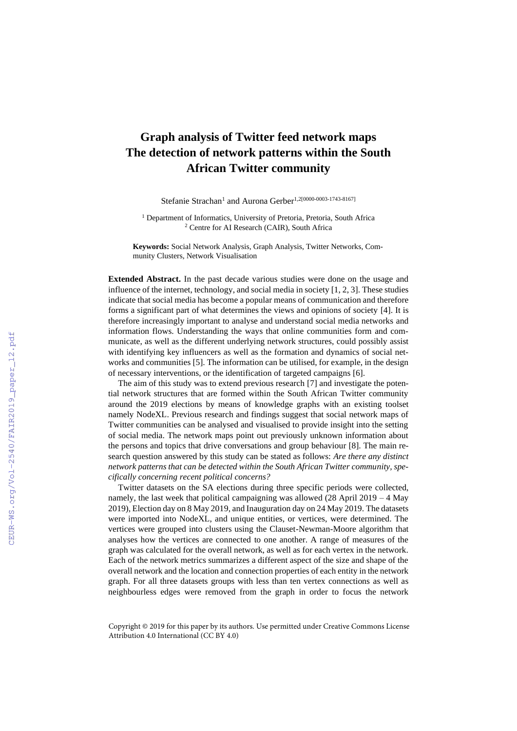# Graph analysis of Twitter feed network maps The detection of network patterns within the South African Twitter community

Stefanie Strachan[1] and Aurona Gerber[1,2[0000-0003-1743-8167]]

[1] Department of Informatics, University of Pretoria, Pretoria, South Africa
[2] Centre for AI Research (CAIR), South Africa

**Keywords:** Social Network Analysis, Graph Analysis, Twitter Networks, Community Clusters, Network Visualisation

**Extended Abstract.** In the past decade various studies were done on the usage and influence of the internet, technology, and social media in society [1, 2, 3]. These studies indicate that social media has become a popular means of communication and therefore forms a significant part of what determines the views and opinions of society [4]. It is therefore increasingly important to analyse and understand social media networks and information flows. Understanding the ways that online communities form and communicate, as well as the different underlying network structures, could possibly assist with identifying key influencers as well as the formation and dynamics of social networks and communities [5]. The information can be utilised, for example, in the design of necessary interventions, or the identification of targeted campaigns [6].

The aim of this study was to extend previous research [7] and investigate the potential network structures that are formed within the South African Twitter community around the 2019 elections by means of knowledge graphs with an existing toolset namely NodeXL. Previous research and findings suggest that social network maps of Twitter communities can be analysed and visualised to provide insight into the setting of social media. The network maps point out previously unknown information about the persons and topics that drive conversations and group behaviour [8]. The main research question answered by this study can be stated as follows: *Are there any distinct network patterns that can be detected within the South African Twitter community, specifically concerning recent political concerns?*

Twitter datasets on the SA elections during three specific periods were collected, namely, the last week that political campaigning was allowed (28 April 2019 – 4 May 2019), Election day on 8 May 2019, and Inauguration day on 24 May 2019. The datasets were imported into NodeXL, and unique entities, or vertices, were determined. The vertices were grouped into clusters using the Clauset-Newman-Moore algorithm that analyses how the vertices are connected to one another. A range of measures of the graph was calculated for the overall network, as well as for each vertex in the network. Each of the network metrics summarizes a different aspect of the size and shape of the overall network and the location and connection properties of each entity in the network graph. For all three datasets groups with less than ten vertex connections as well as neighbourless edges were removed from the graph in order to focus the network

Copyright © 2019 for this paper by its authors. Use permitted under Creative Commons License Attribution 4.0 International (CC BY 4.0)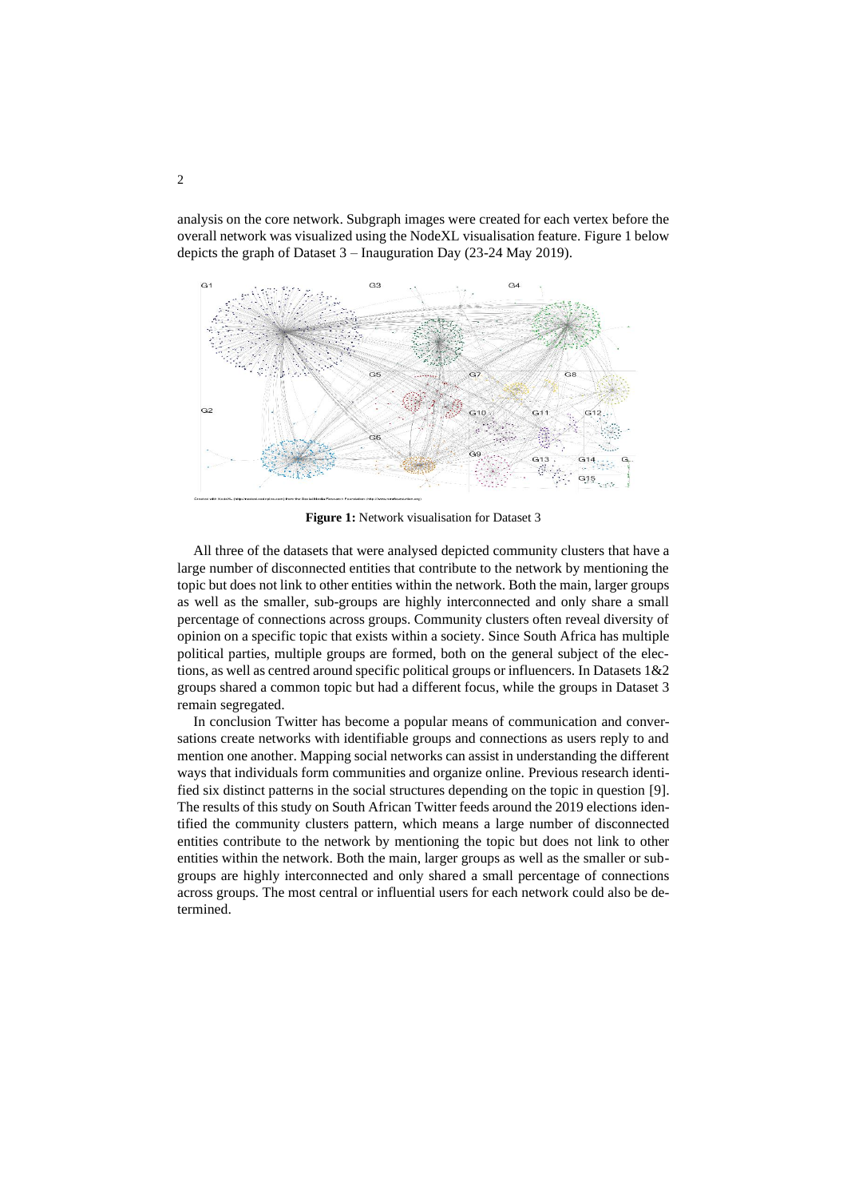analysis on the core network. Subgraph images were created for each vertex before the overall network was visualized using the NodeXL visualisation feature. Figure 1 below depicts the graph of Dataset 3 – Inauguration Day (23-24 May 2019).

G1
G3
G4
G2
G5
G7
G8
G10
G11
G12
G6
G9
G13
G14
G..
G15

Created with NodeXL (https://nodexl.codeplex.com) from the Social Media Research Foundation (http://www.smrfoundation.org)

**Figure 1:** Network visualisation for Dataset 3

All three of the datasets that were analysed depicted community clusters that have a large number of disconnected entities that contribute to the network by mentioning the topic but does not link to other entities within the network. Both the main, larger groups as well as the smaller, sub-groups are highly interconnected and only share a small percentage of connections across groups. Community clusters often reveal diversity of opinion on a specific topic that exists within a society. Since South Africa has multiple political parties, multiple groups are formed, both on the general subject of the elections, as well as centred around specific political groups or influencers. In Datasets 1&2 groups shared a common topic but had a different focus, while the groups in Dataset 3 remain segregated.

In conclusion Twitter has become a popular means of communication and conversations create networks with identifiable groups and connections as users reply to and mention one another. Mapping social networks can assist in understanding the different ways that individuals form communities and organize online. Previous research identified six distinct patterns in the social structures depending on the topic in question [9]. The results of this study on South African Twitter feeds around the 2019 elections identified the community clusters pattern, which means a large number of disconnected entities contribute to the network by mentioning the topic but does not link to other entities within the network. Both the main, larger groups as well as the smaller or subgroups are highly interconnected and only shared a small percentage of connections across groups. The most central or influential users for each network could also be determined.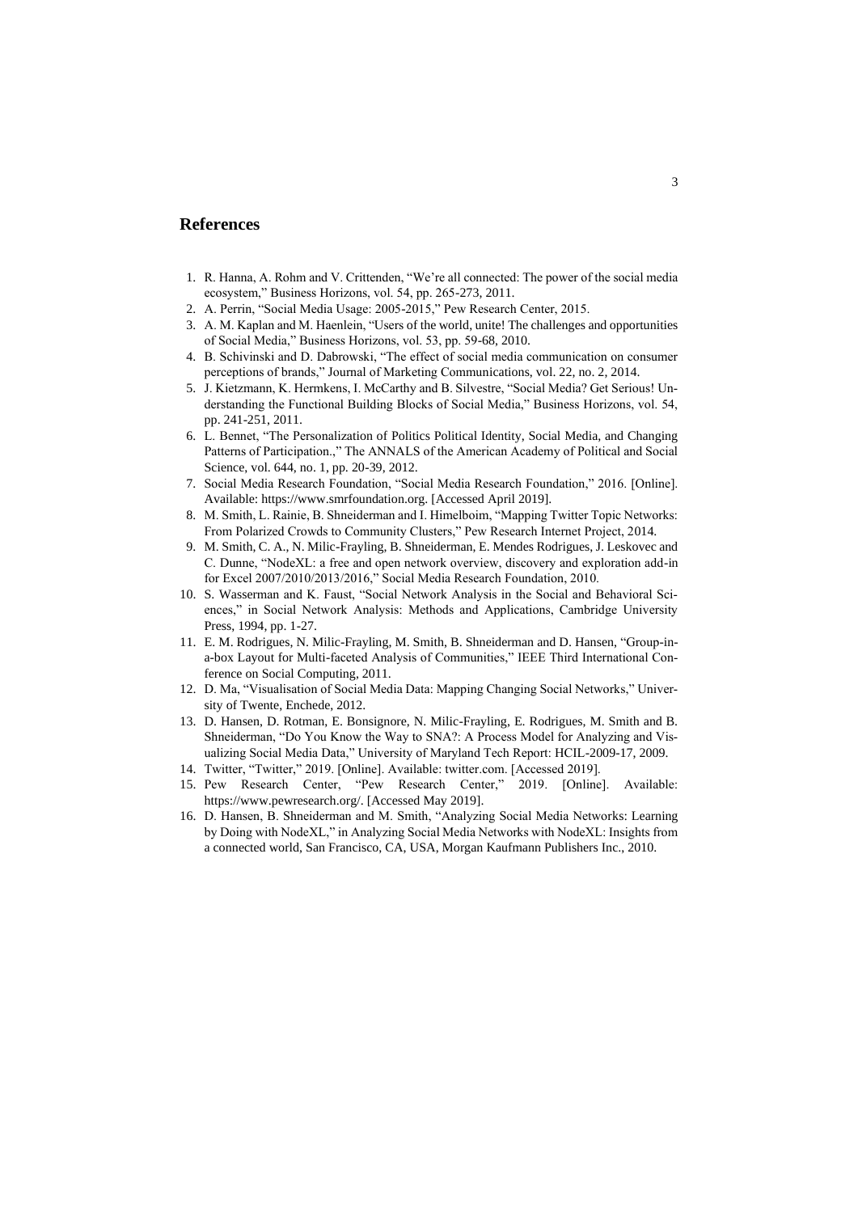## References

1. R. Hanna, A. Rohm and V. Crittenden, "We're all connected: The power of the social media ecosystem," Business Horizons, vol. 54, pp. 265-273, 2011.
2. A. Perrin, "Social Media Usage: 2005-2015," Pew Research Center, 2015.
3. A. M. Kaplan and M. Haenlein, "Users of the world, unite! The challenges and opportunities of Social Media," Business Horizons, vol. 53, pp. 59-68, 2010.
4. B. Schivinski and D. Dabrowski, "The effect of social media communication on consumer perceptions of brands," Journal of Marketing Communications, vol. 22, no. 2, 2014.
5. J. Kietzmann, K. Hermkens, I. McCarthy and B. Silvestre, "Social Media? Get Serious! Understanding the Functional Building Blocks of Social Media," Business Horizons, vol. 54, pp. 241-251, 2011.
6. L. Bennet, "The Personalization of Politics Political Identity, Social Media, and Changing Patterns of Participation.," The ANNALS of the American Academy of Political and Social Science, vol. 644, no. 1, pp. 20-39, 2012.
7. Social Media Research Foundation, "Social Media Research Foundation," 2016. [Online]. Available: https://www.smrfoundation.org. [Accessed April 2019].
8. M. Smith, L. Rainie, B. Shneiderman and I. Himelboim, "Mapping Twitter Topic Networks: From Polarized Crowds to Community Clusters," Pew Research Internet Project, 2014.
9. M. Smith, C. A., N. Milic-Frayling, B. Shneiderman, E. Mendes Rodrigues, J. Leskovec and C. Dunne, "NodeXL: a free and open network overview, discovery and exploration add-in for Excel 2007/2010/2013/2016," Social Media Research Foundation, 2010.
10. S. Wasserman and K. Faust, "Social Network Analysis in the Social and Behavioral Sciences," in Social Network Analysis: Methods and Applications, Cambridge University Press, 1994, pp. 1-27.
11. E. M. Rodrigues, N. Milic-Frayling, M. Smith, B. Shneiderman and D. Hansen, "Group-in-a-box Layout for Multi-faceted Analysis of Communities," IEEE Third International Conference on Social Computing, 2011.
12. D. Ma, "Visualisation of Social Media Data: Mapping Changing Social Networks," University of Twente, Enchede, 2012.
13. D. Hansen, D. Rotman, E. Bonsignore, N. Milic-Frayling, E. Rodrigues, M. Smith and B. Shneiderman, "Do You Know the Way to SNA?: A Process Model for Analyzing and Visualizing Social Media Data," University of Maryland Tech Report: HCIL-2009-17, 2009.
14. Twitter, "Twitter," 2019. [Online]. Available: twitter.com. [Accessed 2019].
15. Pew Research Center, "Pew Research Center," 2019. [Online]. Available: https://www.pewresearch.org/. [Accessed May 2019].
16. D. Hansen, B. Shneiderman and M. Smith, "Analyzing Social Media Networks: Learning by Doing with NodeXL," in Analyzing Social Media Networks with NodeXL: Insights from a connected world, San Francisco, CA, USA, Morgan Kaufmann Publishers Inc., 2010.